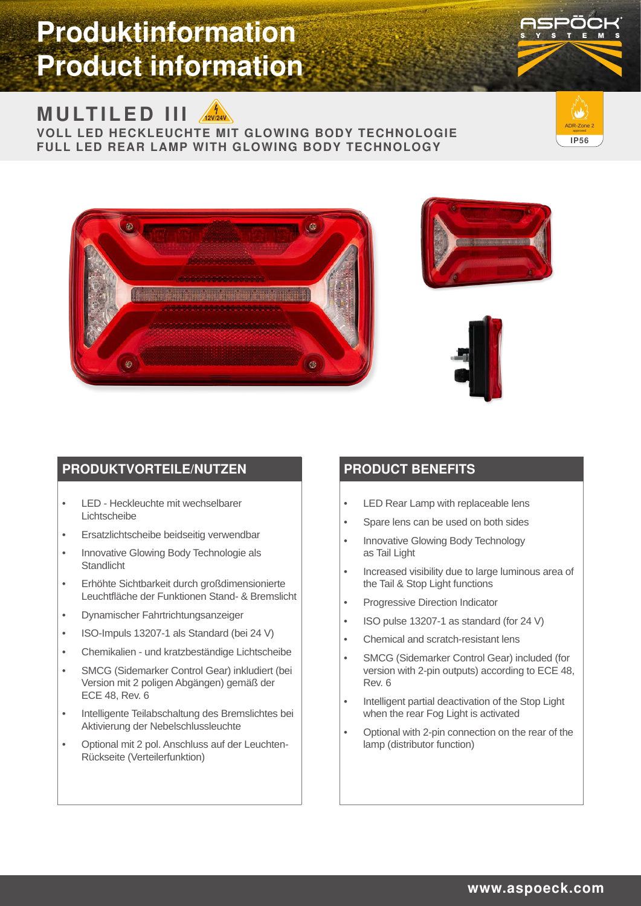# Produktinformation
# Product information

## MULTILED III

12V/24V

**VOLL LED HECKLEUCHTE MIT GLOWING BODY TECHNOLOGIE**
**FULL LED REAR LAMP WITH GLOWING BODY TECHNOLOGY**

ADR-Zone 2 approved

IP56

### PRODUKTVORTEILE/NUTZEN

- LED - Heckleuchte mit wechselbarer Lichtscheibe
- Ersatzlichtscheibe beidseitig verwendbar
- Innovative Glowing Body Technologie als Standlicht
- Erhöhte Sichtbarkeit durch großdimensionierte Leuchtfläche der Funktionen Stand- & Bremslicht
- Dynamischer Fahrtrichtungsanzeiger
- ISO-Impuls 13207-1 als Standard (bei 24 V)
- Chemikalien - und kratzbeständige Lichtscheibe
- SMCG (Sidemarker Control Gear) inkludiert (bei Version mit 2 poligen Abgängen) gemäß der ECE 48, Rev. 6
- Intelligente Teilabschaltung des Bremslichtes bei Aktivierung der Nebelschlussleuchte
- Optional mit 2 pol. Anschluss auf der Leuchten-Rückseite (Verteilerfunktion)

### PRODUCT BENEFITS

- LED Rear Lamp with replaceable lens
- Spare lens can be used on both sides
- Innovative Glowing Body Technology as Tail Light
- Increased visibility due to large luminous area of the Tail & Stop Light functions
- Progressive Direction Indicator
- ISO pulse 13207-1 as standard (for 24 V)
- Chemical and scratch-resistant lens
- SMCG (Sidemarker Control Gear) included (for version with 2-pin outputs) according to ECE 48, Rev. 6
- Intelligent partial deactivation of the Stop Light when the rear Fog Light is activated
- Optional with 2-pin connection on the rear of the lamp (distributor function)

www.aspoeck.com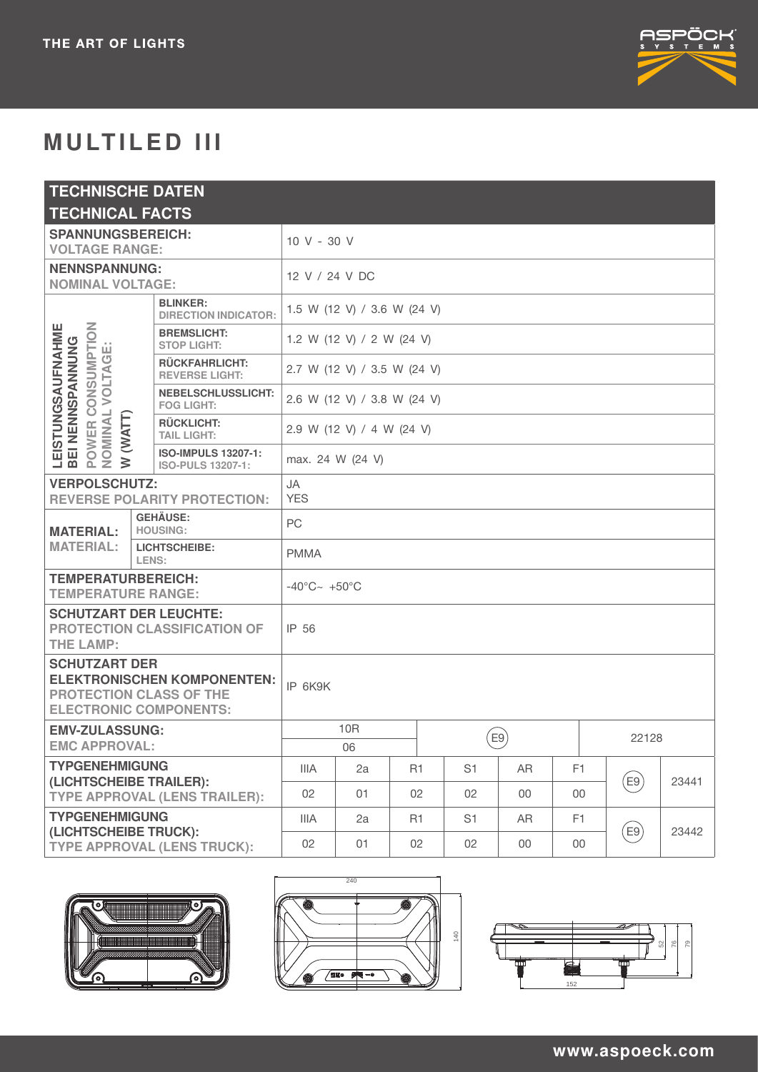THE ART OF LIGHTS

# MULTILED III

## TECHNISCHE DATEN
## TECHNICAL FACTS

| | | | | | | | | |
|---|---|---|---|---|---|---|---|---|
| **SPANNUNGSBEREICH:** VOLTAGE RANGE: | | 10 V - 30 V | | | | | | |
| **NENNSPANNUNG:** NOMINAL VOLTAGE: | | 12 V / 24 V DC | | | | | | |
| **LEISTUNGSAUFNAHME BEI NENNSPANNUNG** POWER CONSUMPTION NOMINAL VOLTAGE: W (WATT) | **BLINKER:** DIRECTION INDICATOR: | 1.5 W (12 V) / 3.6 W (24 V) | | | | | | |
| | **BREMSLICHT:** STOP LIGHT: | 1.2 W (12 V) / 2 W (24 V) | | | | | | |
| | **RÜCKFAHRLICHT:** REVERSE LIGHT: | 2.7 W (12 V) / 3.5 W (24 V) | | | | | | |
| | **NEBELSCHLUSSLICHT:** FOG LIGHT: | 2.6 W (12 V) / 3.8 W (24 V) | | | | | | |
| | **RÜCKLICHT:** TAIL LIGHT: | 2.9 W (12 V) / 4 W (24 V) | | | | | | |
| | **ISO-IMPULS 13207-1:** ISO-PULS 13207-1: | max. 24 W (24 V) | | | | | | |
| **VERPOLSCHUTZ:** REVERSE POLARITY PROTECTION: | | JA YES | | | | | | |
| **MATERIAL:** MATERIAL: | **GEHÄUSE:** HOUSING: | PC | | | | | | |
| | **LICHTSCHEIBE:** LENS: | PMMA | | | | | | |
| **TEMPERATURBEREICH:** TEMPERATURE RANGE: | | -40°C~ +50°C | | | | | | |
| **SCHUTZART DER LEUCHTE:** PROTECTION CLASSIFICATION OF THE LAMP: | | IP 56 | | | | | | |
| **SCHUTZART DER ELEKTRONISCHEN KOMPONENTEN:** PROTECTION CLASS OF THE ELECTRONIC COMPONENTS: | | IP 6K9K | | | | | | |
| **EMV-ZULASSUNG:** EMC APPROVAL: | | 10R 06 | | E9 | | | 22128 | |
| **TYPGENEHMIGUNG (LICHTSCHEIBE TRAILER):** TYPE APPROVAL (LENS TRAILER): | | IIIA 02 | 2a 01 | R1 02 | S1 02 | AR 00 | F1 00 | E9 23441 |
| **TYPGENEHMIGUNG (LICHTSCHEIBE TRUCK):** TYPE APPROVAL (LENS TRUCK): | | IIIA 02 | 2a 01 | R1 02 | S1 02 | AR 00 | F1 00 | E9 23442 |

240

140

52

76

79

152

www.aspoeck.com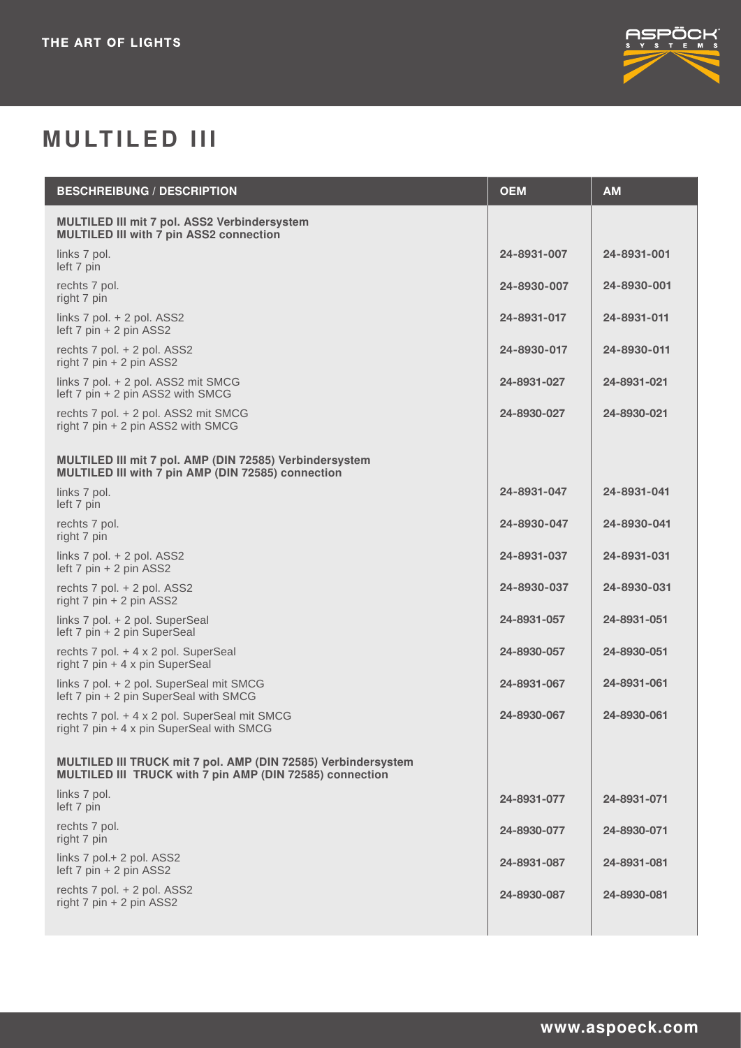# MULTILED III

| BESCHREIBUNG / DESCRIPTION | OEM | AM |
|---|---|---|
| **MULTILED III mit 7 pol. ASS2 Verbindersystem**<br>**MULTILED III with 7 pin ASS2 connection** | | |
| links 7 pol.<br>left 7 pin | **24-8931-007** | **24-8931-001** |
| rechts 7 pol.<br>right 7 pin | **24-8930-007** | **24-8930-001** |
| links 7 pol. + 2 pol. ASS2<br>left 7 pin + 2 pin ASS2 | **24-8931-017** | **24-8931-011** |
| rechts 7 pol. + 2 pol. ASS2<br>right 7 pin + 2 pin ASS2 | **24-8930-017** | **24-8930-011** |
| links 7 pol. + 2 pol. ASS2 mit SMCG<br>left 7 pin + 2 pin ASS2 with SMCG | **24-8931-027** | **24-8931-021** |
| rechts 7 pol. + 2 pol. ASS2 mit SMCG<br>right 7 pin + 2 pin ASS2 with SMCG | **24-8930-027** | **24-8930-021** |
| **MULTILED III mit 7 pol. AMP (DIN 72585) Verbindersystem**<br>**MULTILED III with 7 pin AMP (DIN 72585) connection** | | |
| links 7 pol.<br>left 7 pin | **24-8931-047** | **24-8931-041** |
| rechts 7 pol.<br>right 7 pin | **24-8930-047** | **24-8930-041** |
| links 7 pol. + 2 pol. ASS2<br>left 7 pin + 2 pin ASS2 | **24-8931-037** | **24-8931-031** |
| rechts 7 pol. + 2 pol. ASS2<br>right 7 pin + 2 pin ASS2 | **24-8930-037** | **24-8930-031** |
| links 7 pol. + 2 pol. SuperSeal<br>left 7 pin + 2 pin SuperSeal | **24-8931-057** | **24-8931-051** |
| rechts 7 pol. + 4 x 2 pol. SuperSeal<br>right 7 pin + 4 x pin SuperSeal | **24-8930-057** | **24-8930-051** |
| links 7 pol. + 2 pol. SuperSeal mit SMCG<br>left 7 pin + 2 pin SuperSeal with SMCG | **24-8931-067** | **24-8931-061** |
| rechts 7 pol. + 4 x 2 pol. SuperSeal mit SMCG<br>right 7 pin + 4 x pin SuperSeal with SMCG | **24-8930-067** | **24-8930-061** |
| **MULTILED III TRUCK mit 7 pol. AMP (DIN 72585) Verbindersystem**<br>**MULTILED III TRUCK with 7 pin AMP (DIN 72585) connection** | | |
| links 7 pol.<br>left 7 pin | **24-8931-077** | **24-8931-071** |
| rechts 7 pol.<br>right 7 pin | **24-8930-077** | **24-8930-071** |
| links 7 pol.+ 2 pol. ASS2<br>left 7 pin + 2 pin ASS2 | **24-8931-087** | **24-8931-081** |
| rechts 7 pol. + 2 pol. ASS2<br>right 7 pin + 2 pin ASS2 | **24-8930-087** | **24-8930-081** |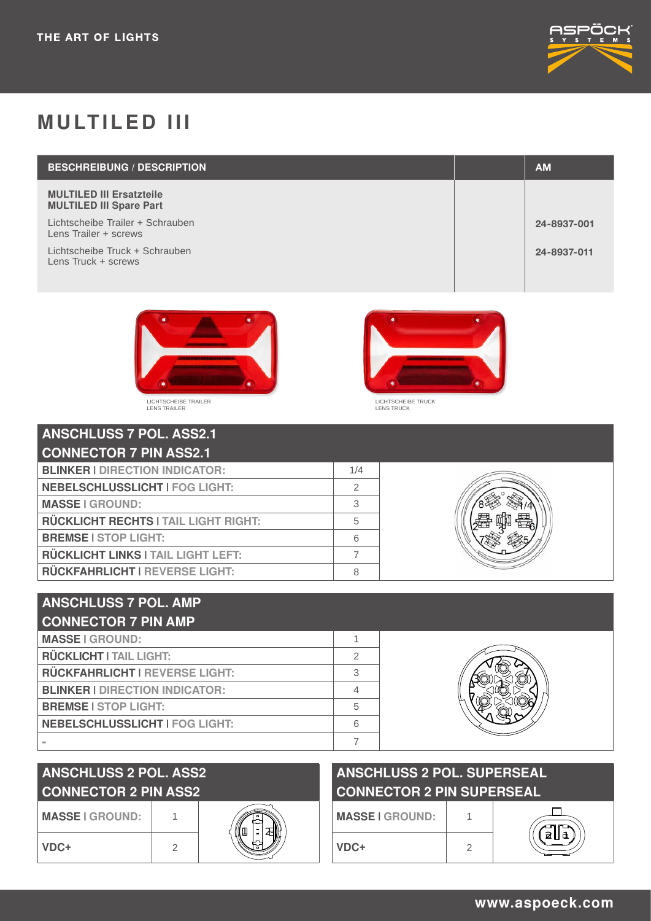# MULTILED III

| BESCHREIBUNG / DESCRIPTION | | AM |
|---|---|---|
| **MULTILED III Ersatzteile**<br>**MULTILED III Spare Part** | | |
| Lichtscheibe Trailer + Schrauben<br>Lens Trailer + screws | | **24-8937-001** |
| Lichtscheibe Truck + Schrauben<br>Lens Truck + screws | | **24-8937-011** |

LICHTSCHEIBE TRAILER
LENS TRAILER

LICHTSCHEIBE TRUCK
LENS TRUCK

## ANSCHLUSS 7 POL. ASS2.1
## CONNECTOR 7 PIN ASS2.1

| | |
|---|---|
| **BLINKER** I DIRECTION INDICATOR: | 1/4 |
| **NEBELSCHLUSSLICHT** I FOG LIGHT: | 2 |
| **MASSE** I GROUND: | 3 |
| **RÜCKLICHT RECHTS** I TAIL LIGHT RIGHT: | 5 |
| **BREMSE** I STOP LIGHT: | 6 |
| **RÜCKLICHT LINKS** I TAIL LIGHT LEFT: | 7 |
| **RÜCKFAHRLICHT** I REVERSE LIGHT: | 8 |

## ANSCHLUSS 7 POL. AMP
## CONNECTOR 7 PIN AMP

| | |
|---|---|
| **MASSE** I GROUND: | 1 |
| **RÜCKLICHT** I TAIL LIGHT: | 2 |
| **RÜCKFAHRLICHT** I REVERSE LIGHT: | 3 |
| **BLINKER** I DIRECTION INDICATOR: | 4 |
| **BREMSE** I STOP LIGHT: | 5 |
| **NEBELSCHLUSSLICHT** I FOG LIGHT: | 6 |
| - | 7 |

## ANSCHLUSS 2 POL. ASS2
## CONNECTOR 2 PIN ASS2

| | |
|---|---|
| **MASSE** I GROUND: | 1 |
| **VDC+** | 2 |

## ANSCHLUSS 2 POL. SUPERSEAL
## CONNECTOR 2 PIN SUPERSEAL

| | |
|---|---|
| **MASSE** I GROUND: | 1 |
| **VDC+** | 2 |